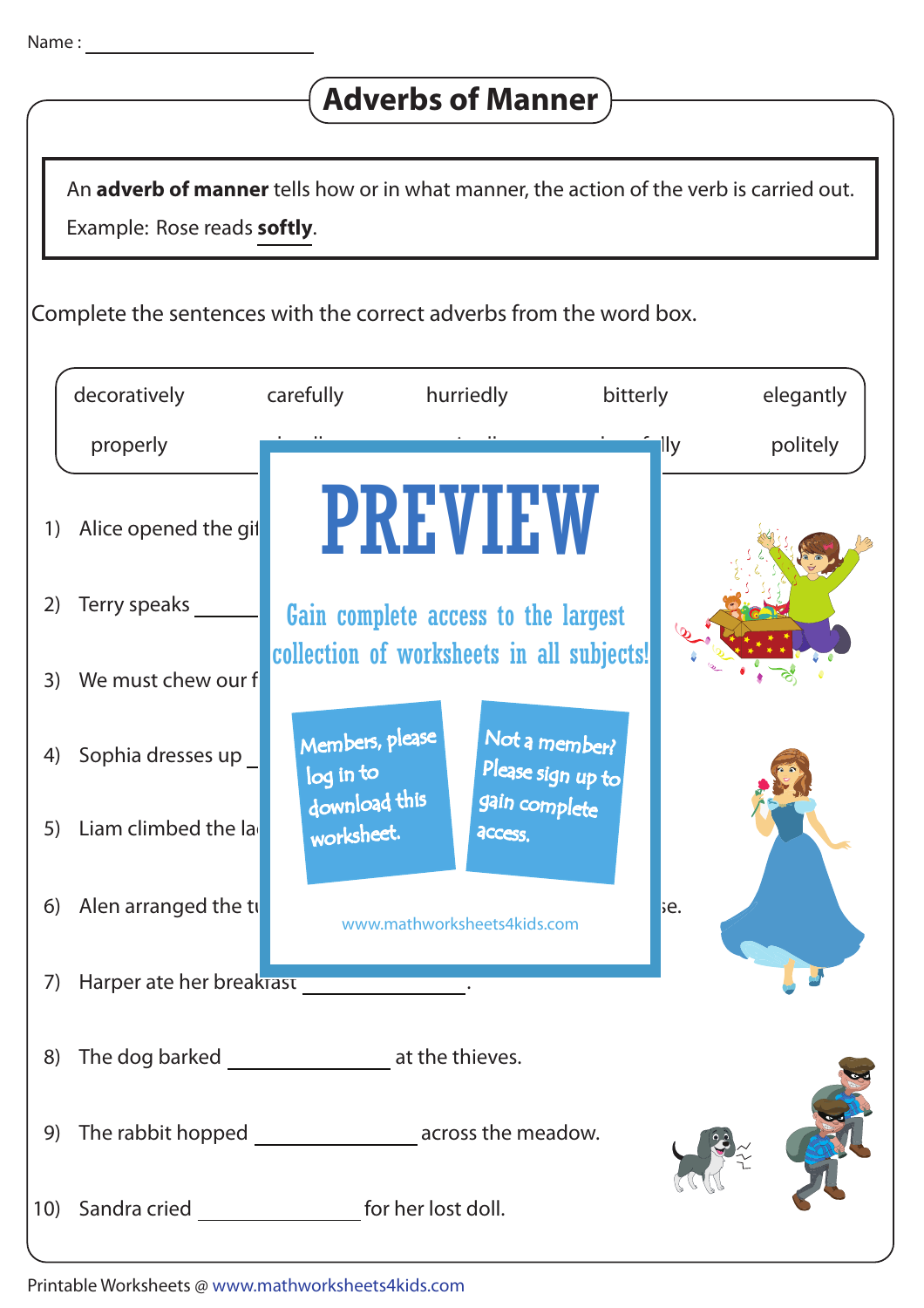Name : ____________________

# Adverbs of Manner

An **adverb of manner** tells how or in what manner, the action of the verb is carried out.

Example: Rose reads **softly**.

Complete the sentences with the correct adverbs from the word box.

| decoratively | carefully | hurriedly | bitterly | elegantly |
|---|---|---|---|---|
| properly | | | lly | politely |

PREVIEW

Gain complete access to the largest collection of worksheets in all subjects!

Members, please log in to download this worksheet.

Not a member? Please sign up to gain complete access.

www.mathworksheets4kids.com

1) Alice opened the gi

2) Terry speaks ______________

3) We must chew our f

4) Sophia dresses up ______________

5) Liam climbed the la

6) Alen arranged the t ... se.

7) Harper ate her breakfast ______________.

8) The dog barked ______________ at the thieves.

9) The rabbit hopped ______________ across the meadow.

10) Sandra cried ______________ for her lost doll.

Printable Worksheets @ www.mathworksheets4kids.com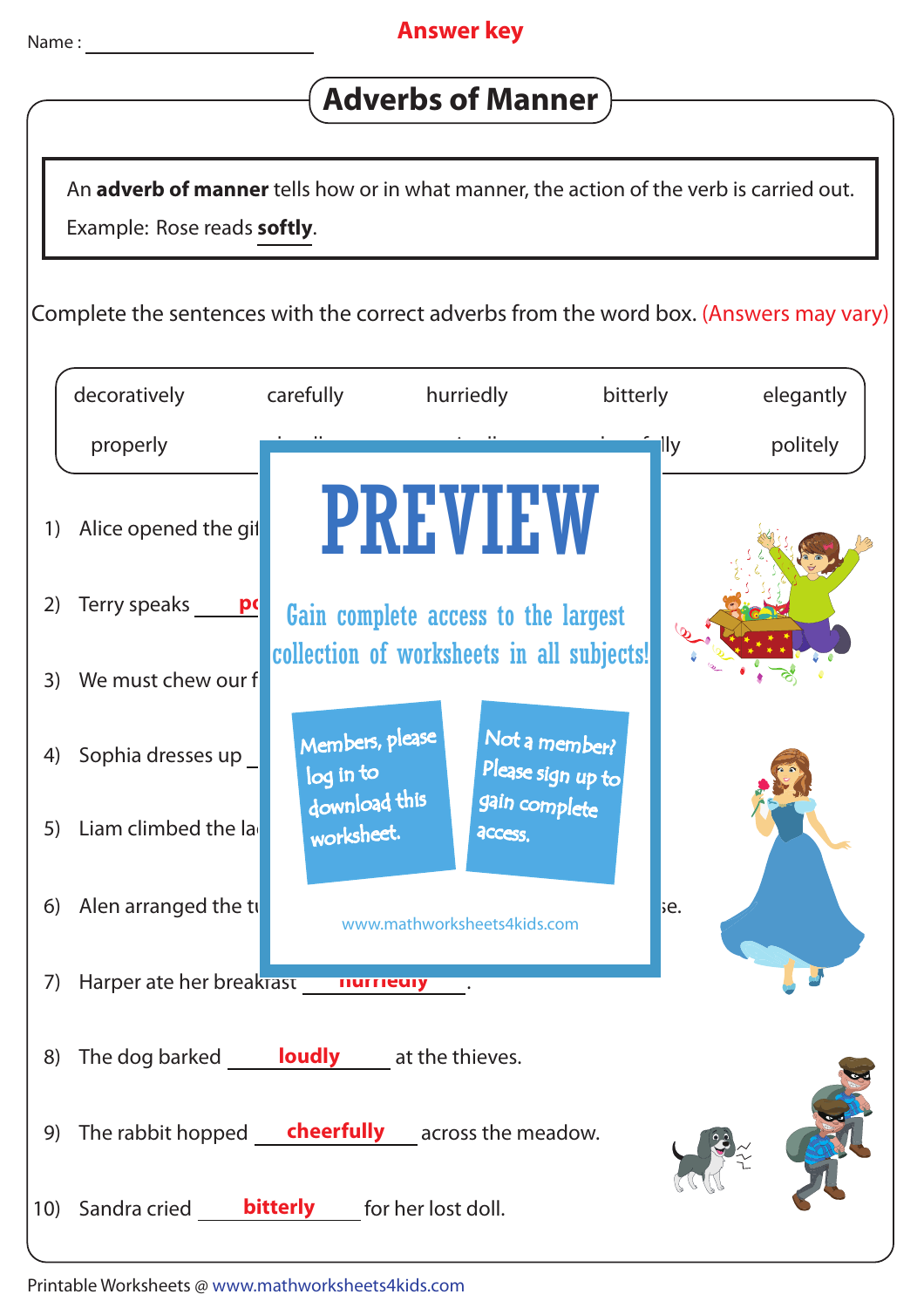Name : ____________________

**Answer key**

# Adverbs of Manner

An **adverb of manner** tells how or in what manner, the action of the verb is carried out.

Example: Rose reads **softly**.

Complete the sentences with the correct adverbs from the word box. (Answers may vary)

| | | | | |
|---|---|---|---|---|
| decoratively | carefully | hurriedly | bitterly | elegantly |
| properly | | | lly | politely |

1) Alice opened the gi

2) Terry speaks ____po

3) We must chew our f

4) Sophia dresses up ____

5) Liam climbed the la

6) Alen arranged the t se.

7) Harper ate her breakfast ____**hurriedly**____.

8) The dog barked ____**loudly**____ at the thieves.

9) The rabbit hopped ____**cheerfully**____ across the meadow.

10) Sandra cried ____**bitterly**____ for her lost doll.

PREVIEW

Gain complete access to the largest collection of worksheets in all subjects!

Members, please log in to download this worksheet.

Not a member? Please sign up to gain complete access.

www.mathworksheets4kids.com

Printable Worksheets @ www.mathworksheets4kids.com